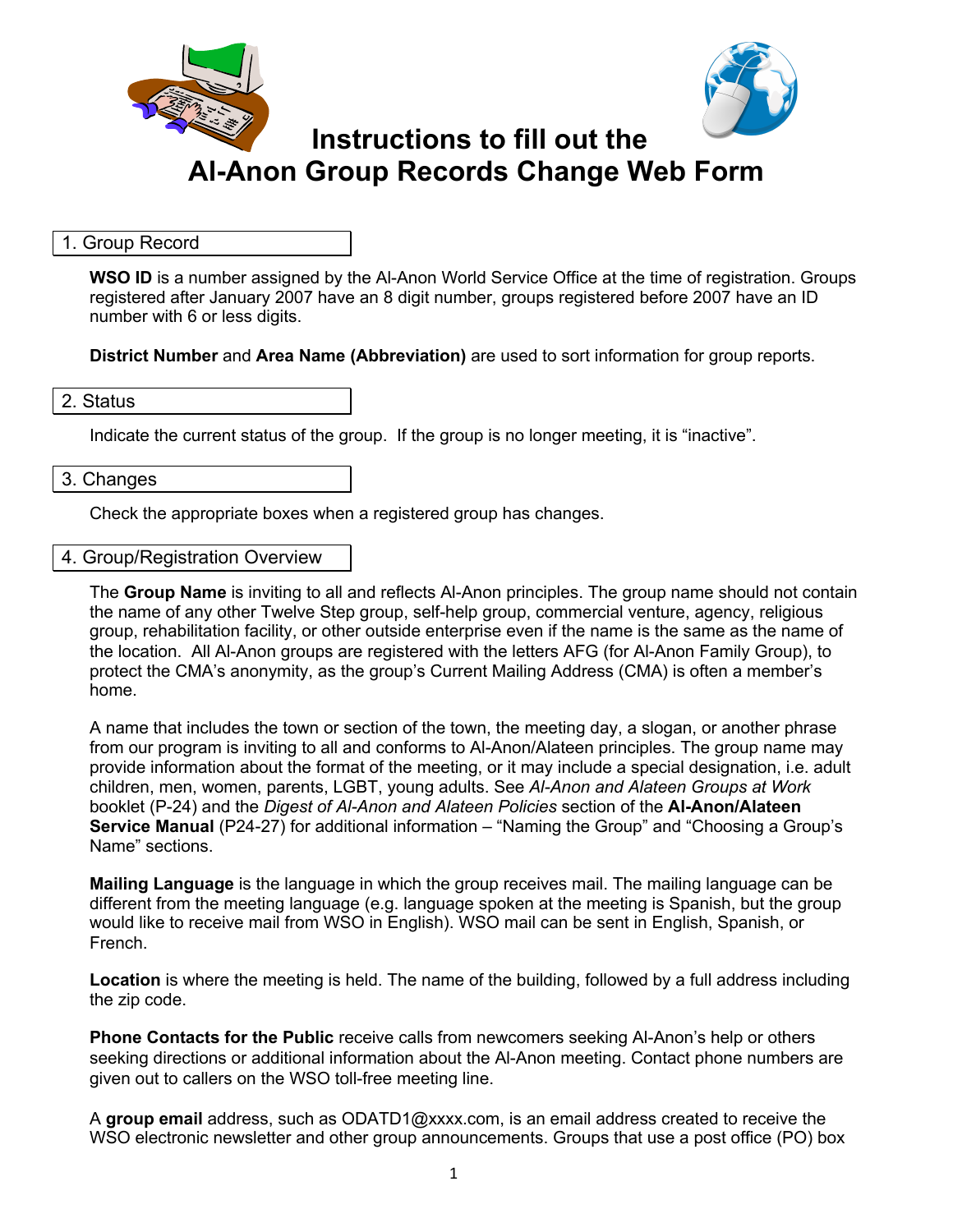# Instructions to fill out the Al-Anon Group Records Change Web Form

## 1. Group Record

**WSO ID** is a number assigned by the Al-Anon World Service Office at the time of registration. Groups registered after January 2007 have an 8 digit number, groups registered before 2007 have an ID number with 6 or less digits.

**District Number** and **Area Name (Abbreviation)** are used to sort information for group reports.

## 2. Status

Indicate the current status of the group. If the group is no longer meeting, it is "inactive".

## 3. Changes

Check the appropriate boxes when a registered group has changes.

## 4. Group/Registration Overview

The **Group Name** is inviting to all and reflects Al-Anon principles. The group name should not contain the name of any other Twelve Step group, self-help group, commercial venture, agency, religious group, rehabilitation facility, or other outside enterprise even if the name is the same as the name of the location. All Al-Anon groups are registered with the letters AFG (for Al-Anon Family Group), to protect the CMA's anonymity, as the group's Current Mailing Address (CMA) is often a member's home.

A name that includes the town or section of the town, the meeting day, a slogan, or another phrase from our program is inviting to all and conforms to Al-Anon/Alateen principles. The group name may provide information about the format of the meeting, or it may include a special designation, i.e. adult children, men, women, parents, LGBT, young adults. See *Al-Anon and Alateen Groups at Work* booklet (P-24) and the *Digest of Al-Anon and Alateen Policies* section of the **Al-Anon/Alateen Service Manual** (P24-27) for additional information – "Naming the Group" and "Choosing a Group's Name" sections.

**Mailing Language** is the language in which the group receives mail. The mailing language can be different from the meeting language (e.g. language spoken at the meeting is Spanish, but the group would like to receive mail from WSO in English). WSO mail can be sent in English, Spanish, or French.

**Location** is where the meeting is held. The name of the building, followed by a full address including the zip code.

**Phone Contacts for the Public** receive calls from newcomers seeking Al-Anon's help or others seeking directions or additional information about the Al-Anon meeting. Contact phone numbers are given out to callers on the WSO toll-free meeting line.

A **group email** address, such as ODATD1@xxxx.com, is an email address created to receive the WSO electronic newsletter and other group announcements. Groups that use a post office (PO) box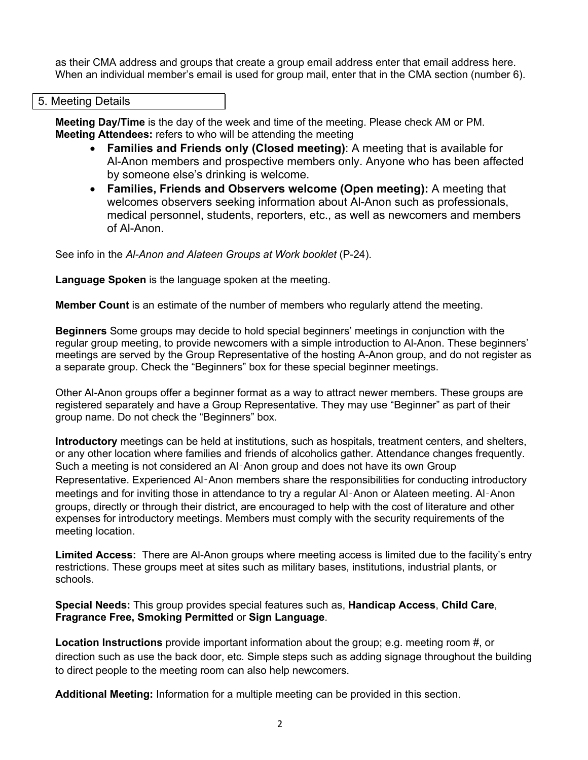as their CMA address and groups that create a group email address enter that email address here. When an individual member's email is used for group mail, enter that in the CMA section (number 6).

## 5. Meeting Details

**Meeting Day/Time** is the day of the week and time of the meeting. Please check AM or PM.
**Meeting Attendees:** refers to who will be attending the meeting

- **Families and Friends only (Closed meeting)**: A meeting that is available for Al-Anon members and prospective members only. Anyone who has been affected by someone else's drinking is welcome.
- **Families, Friends and Observers welcome (Open meeting):** A meeting that welcomes observers seeking information about Al-Anon such as professionals, medical personnel, students, reporters, etc., as well as newcomers and members of Al-Anon.

See info in the *Al-Anon and Alateen Groups at Work booklet* (P-24).

**Language Spoken** is the language spoken at the meeting.

**Member Count** is an estimate of the number of members who regularly attend the meeting.

**Beginners** Some groups may decide to hold special beginners' meetings in conjunction with the regular group meeting, to provide newcomers with a simple introduction to Al-Anon. These beginners' meetings are served by the Group Representative of the hosting A-Anon group, and do not register as a separate group. Check the "Beginners" box for these special beginner meetings.

Other Al-Anon groups offer a beginner format as a way to attract newer members. These groups are registered separately and have a Group Representative. They may use "Beginner" as part of their group name. Do not check the "Beginners" box.

**Introductory** meetings can be held at institutions, such as hospitals, treatment centers, and shelters, or any other location where families and friends of alcoholics gather. Attendance changes frequently. Such a meeting is not considered an Al‑Anon group and does not have its own Group Representative. Experienced Al‑Anon members share the responsibilities for conducting introductory meetings and for inviting those in attendance to try a regular Al‑Anon or Alateen meeting. Al‑Anon groups, directly or through their district, are encouraged to help with the cost of literature and other expenses for introductory meetings. Members must comply with the security requirements of the meeting location.

**Limited Access:** There are Al-Anon groups where meeting access is limited due to the facility's entry restrictions. These groups meet at sites such as military bases, institutions, industrial plants, or schools.

**Special Needs:** This group provides special features such as, **Handicap Access**, **Child Care**, **Fragrance Free, Smoking Permitted** or **Sign Language**.

**Location Instructions** provide important information about the group; e.g. meeting room #, or direction such as use the back door, etc. Simple steps such as adding signage throughout the building to direct people to the meeting room can also help newcomers.

**Additional Meeting:** Information for a multiple meeting can be provided in this section.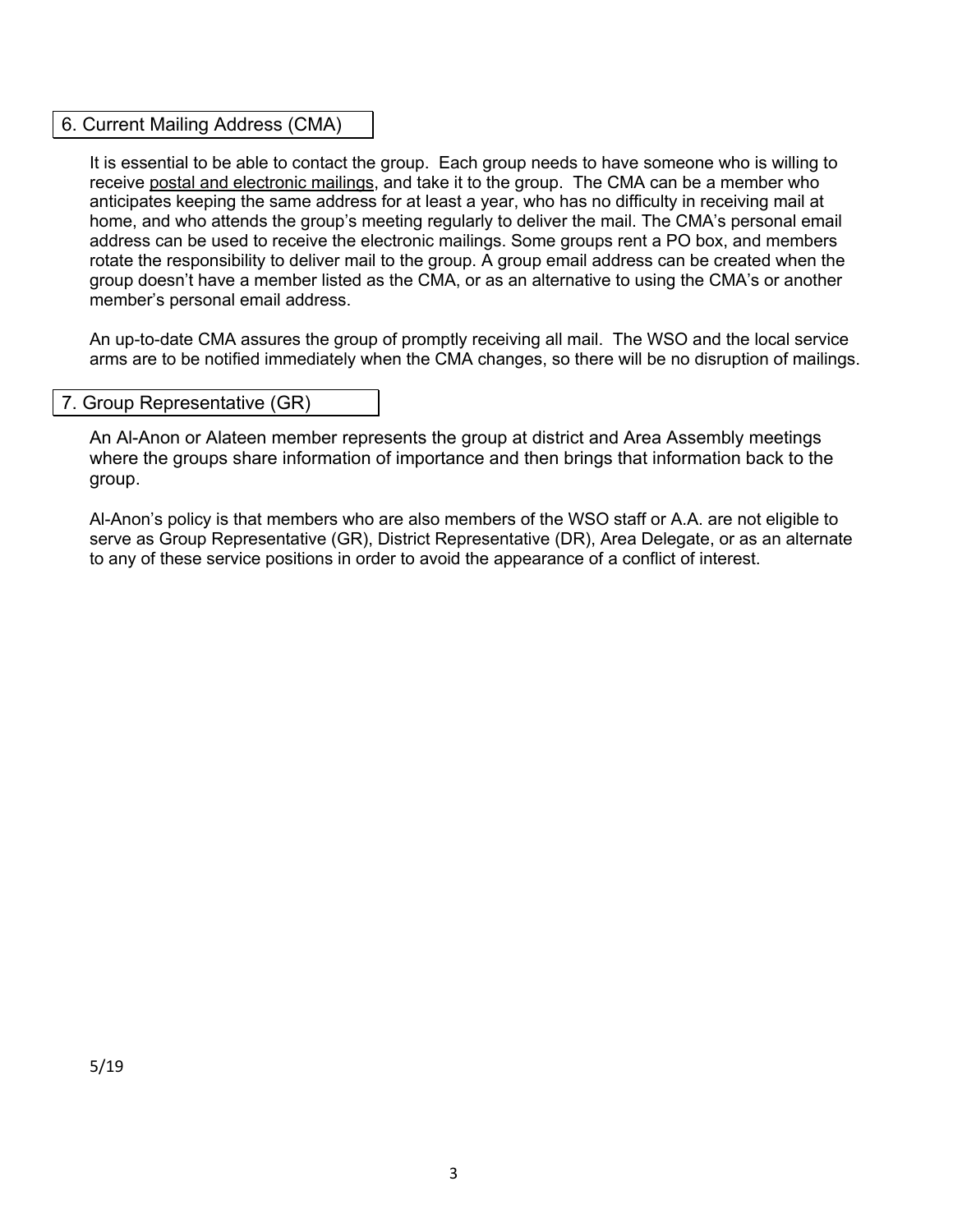## 6. Current Mailing Address (CMA)

It is essential to be able to contact the group. Each group needs to have someone who is willing to receive postal and electronic mailings, and take it to the group. The CMA can be a member who anticipates keeping the same address for at least a year, who has no difficulty in receiving mail at home, and who attends the group's meeting regularly to deliver the mail. The CMA's personal email address can be used to receive the electronic mailings. Some groups rent a PO box, and members rotate the responsibility to deliver mail to the group. A group email address can be created when the group doesn't have a member listed as the CMA, or as an alternative to using the CMA's or another member's personal email address.

An up-to-date CMA assures the group of promptly receiving all mail. The WSO and the local service arms are to be notified immediately when the CMA changes, so there will be no disruption of mailings.

## 7. Group Representative (GR)

An Al-Anon or Alateen member represents the group at district and Area Assembly meetings where the groups share information of importance and then brings that information back to the group.

Al-Anon's policy is that members who are also members of the WSO staff or A.A. are not eligible to serve as Group Representative (GR), District Representative (DR), Area Delegate, or as an alternate to any of these service positions in order to avoid the appearance of a conflict of interest.

5/19